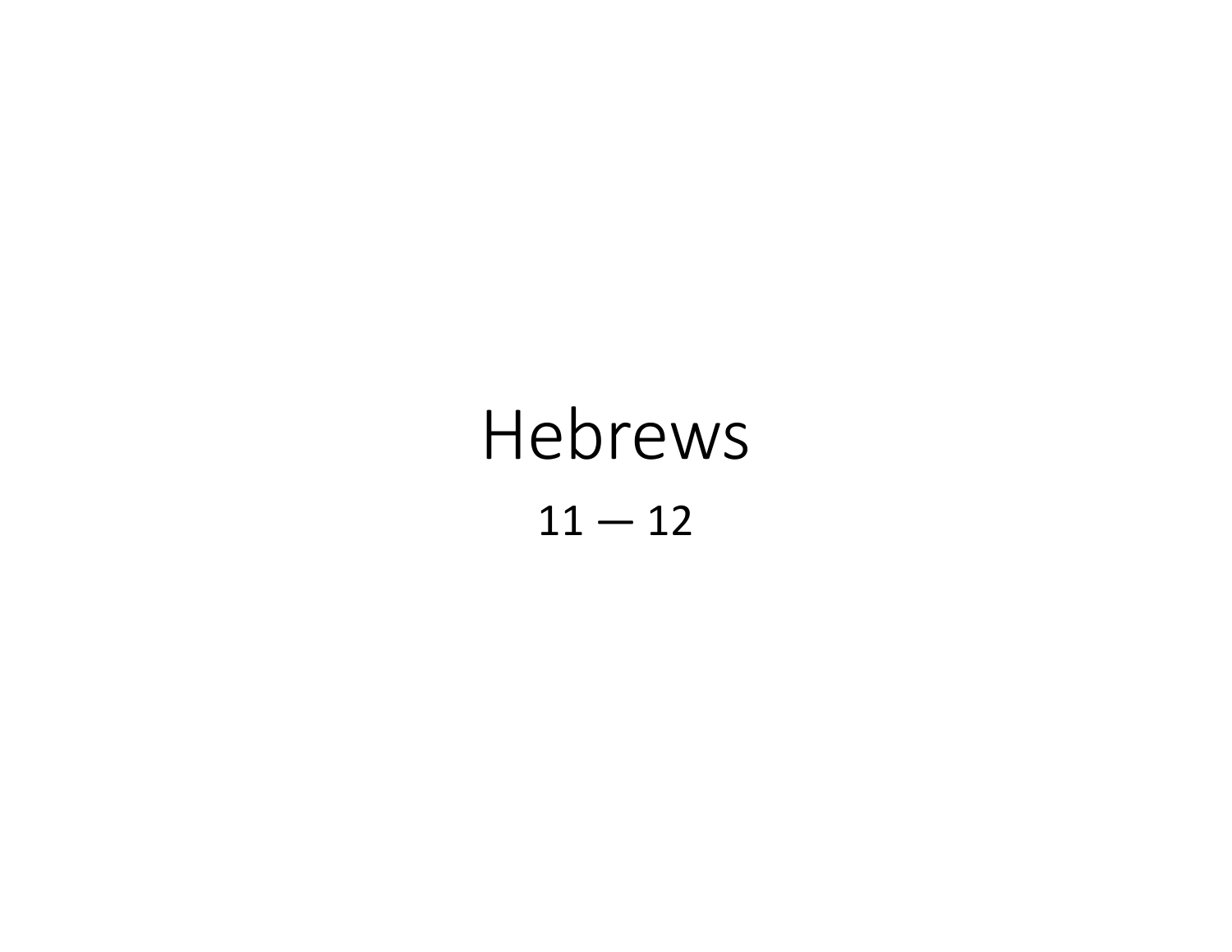# Hebrews

11 — 12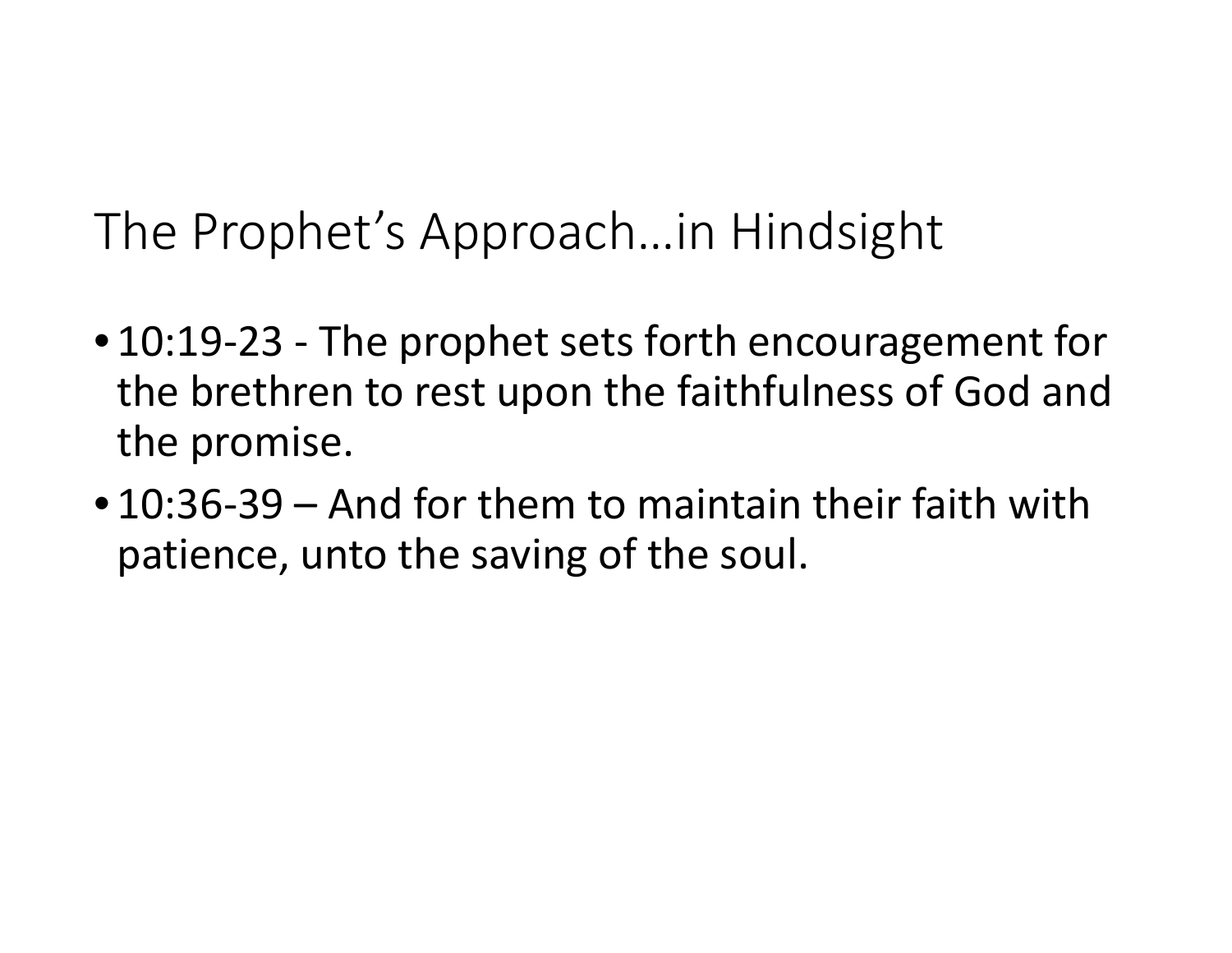# The Prophet's Approach…in Hindsight

- 10:19-23 - The prophet sets forth encouragement for the brethren to rest upon the faithfulness of God and the promise.
- 10:36-39 – And for them to maintain their faith with patience, unto the saving of the soul.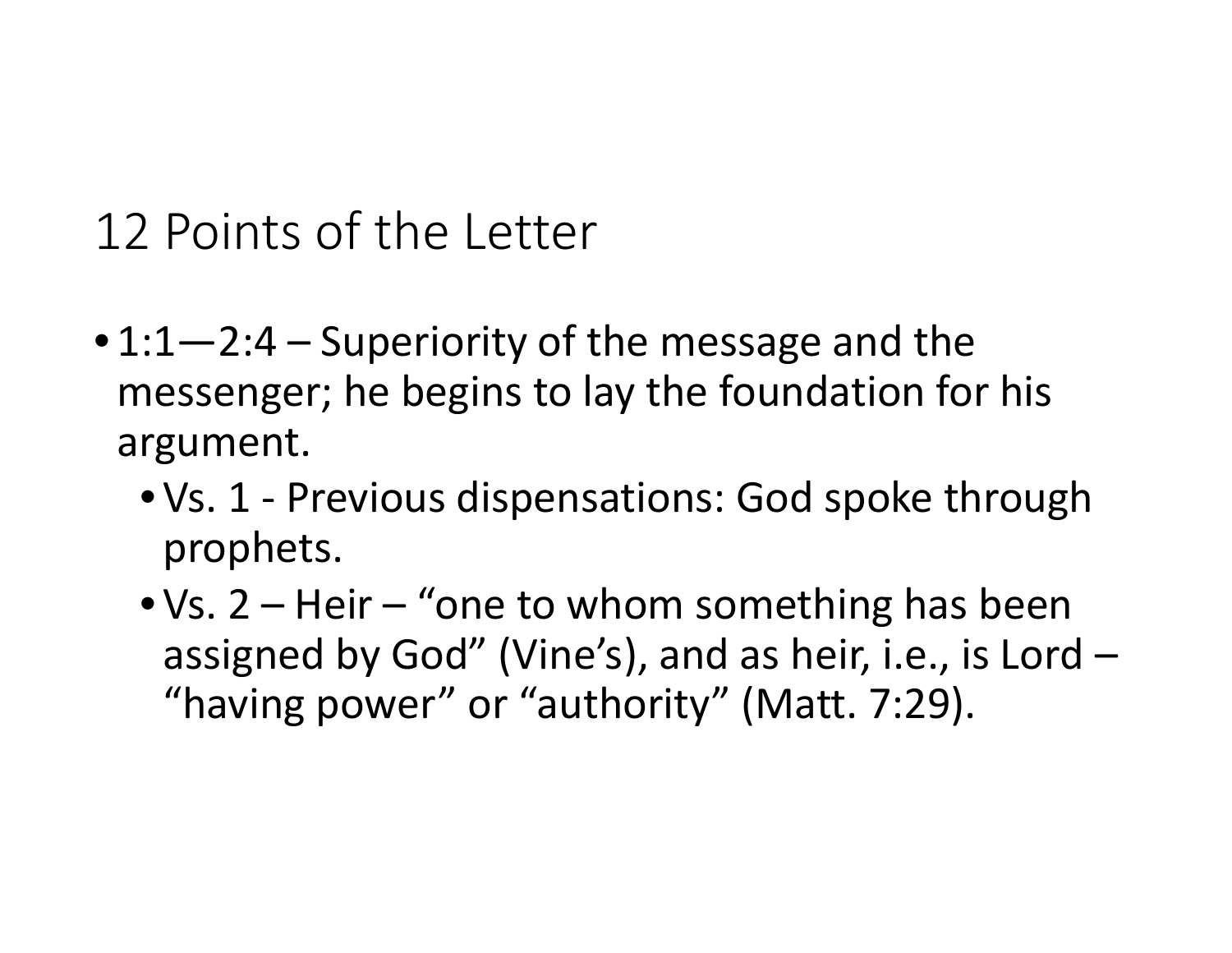# 12 Points of the Letter

- 1:1—2:4 – Superiority of the message and the messenger; he begins to lay the foundation for his argument.
  - Vs. 1 - Previous dispensations: God spoke through prophets.
  - Vs. 2 – Heir – "one to whom something has been assigned by God" (Vine's), and as heir, i.e., is Lord – "having power" or "authority" (Matt. 7:29).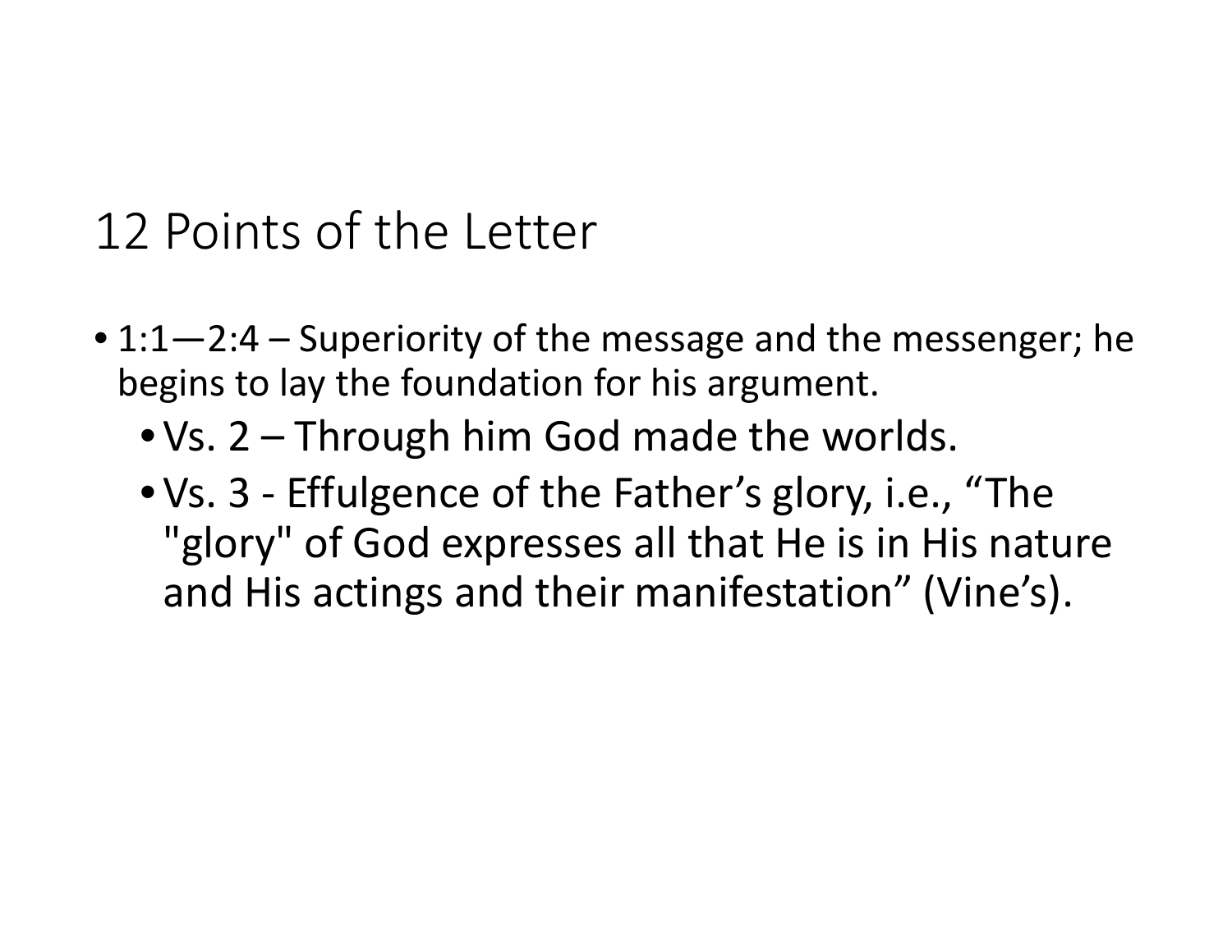# 12 Points of the Letter

- 1:1—2:4 – Superiority of the message and the messenger; he begins to lay the foundation for his argument.
  - Vs. 2 – Through him God made the worlds.
  - Vs. 3 - Effulgence of the Father's glory, i.e., "The "glory" of God expresses all that He is in His nature and His actings and their manifestation" (Vine's).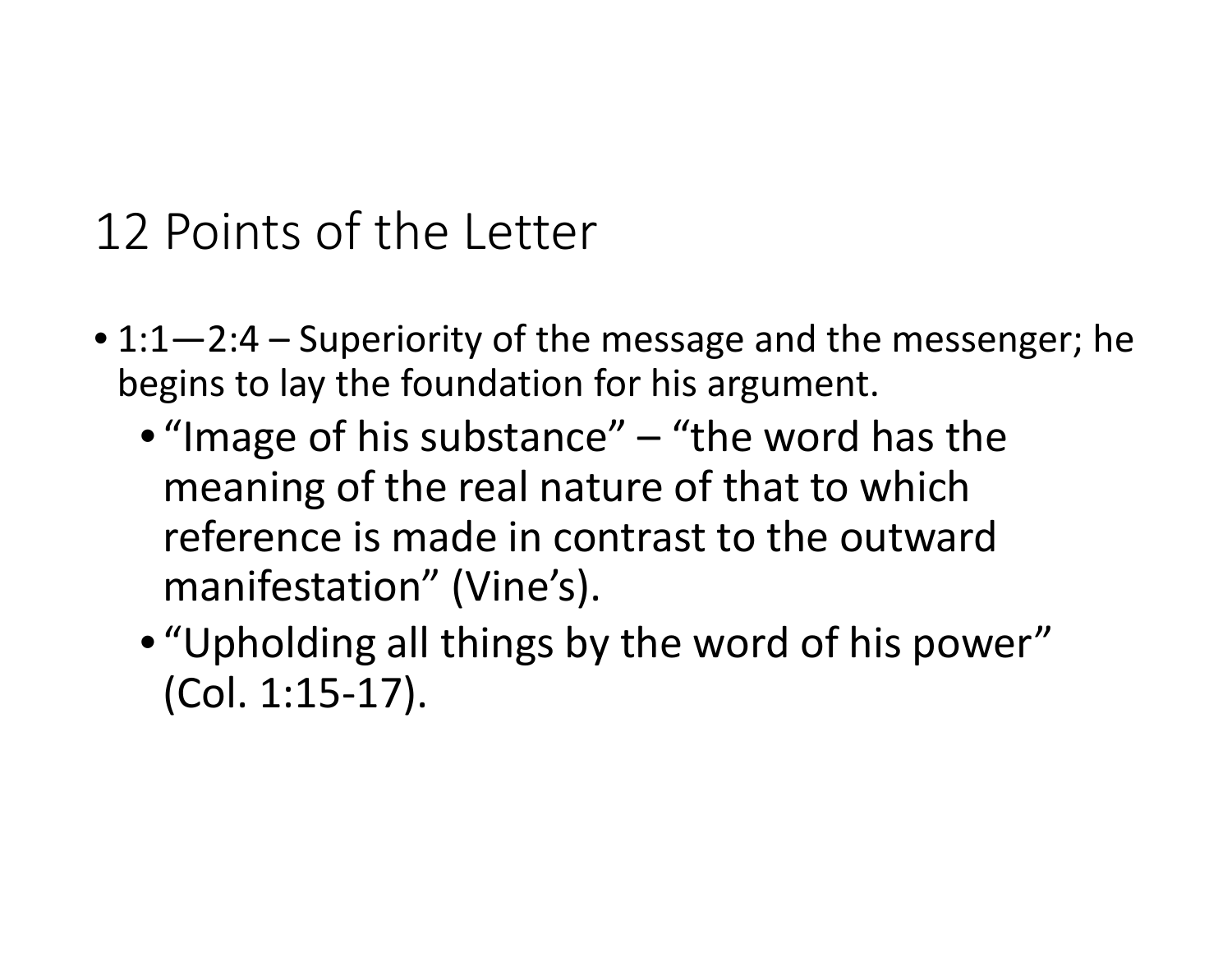# 12 Points of the Letter

- 1:1—2:4 – Superiority of the message and the messenger; he begins to lay the foundation for his argument.
  - "Image of his substance" – "the word has the meaning of the real nature of that to which reference is made in contrast to the outward manifestation" (Vine's).
  - "Upholding all things by the word of his power" (Col. 1:15-17).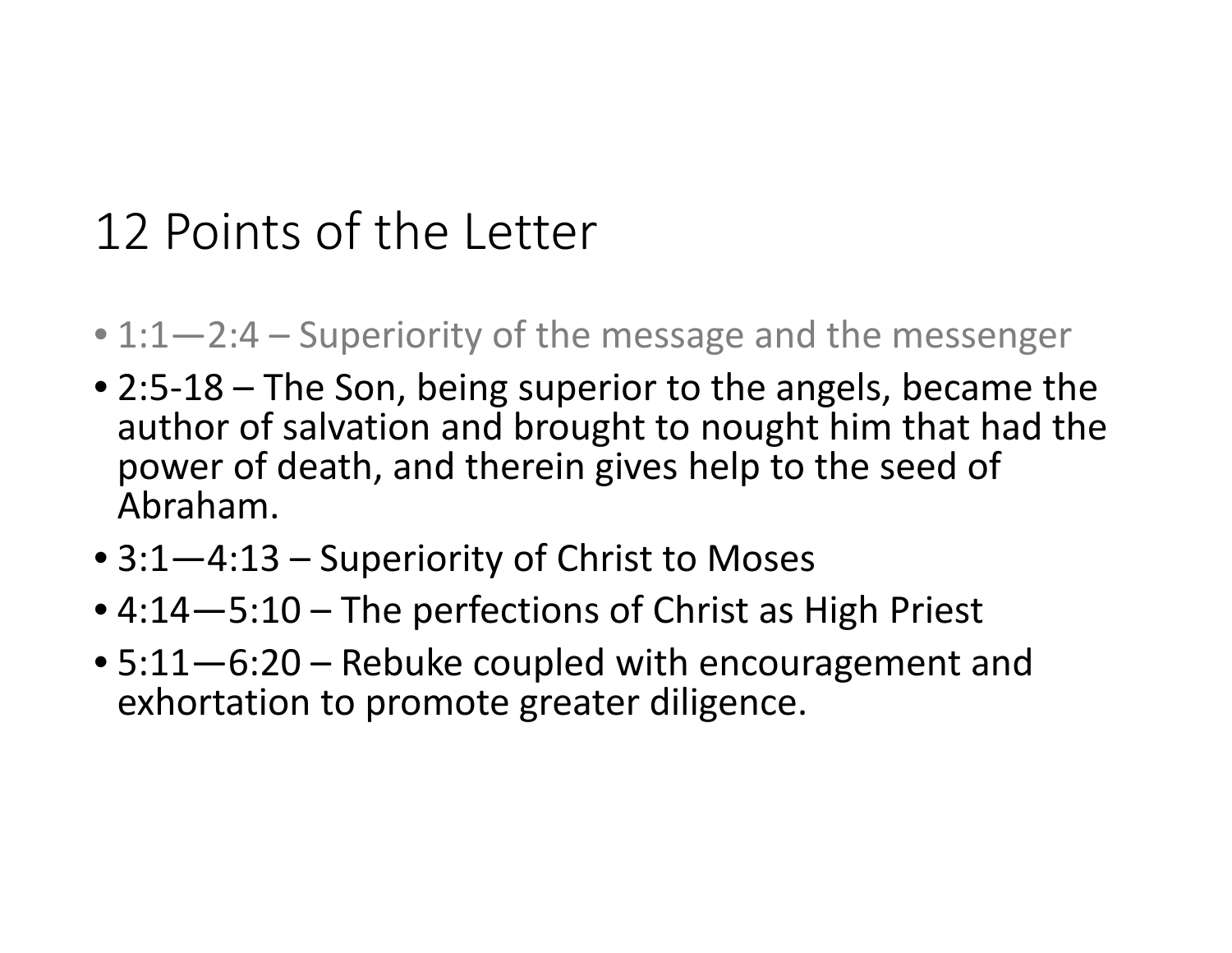# 12 Points of the Letter

- 1:1—2:4 – Superiority of the message and the messenger
- 2:5-18 – The Son, being superior to the angels, became the author of salvation and brought to nought him that had the power of death, and therein gives help to the seed of Abraham.
- 3:1—4:13 – Superiority of Christ to Moses
- 4:14—5:10 – The perfections of Christ as High Priest
- 5:11—6:20 – Rebuke coupled with encouragement and exhortation to promote greater diligence.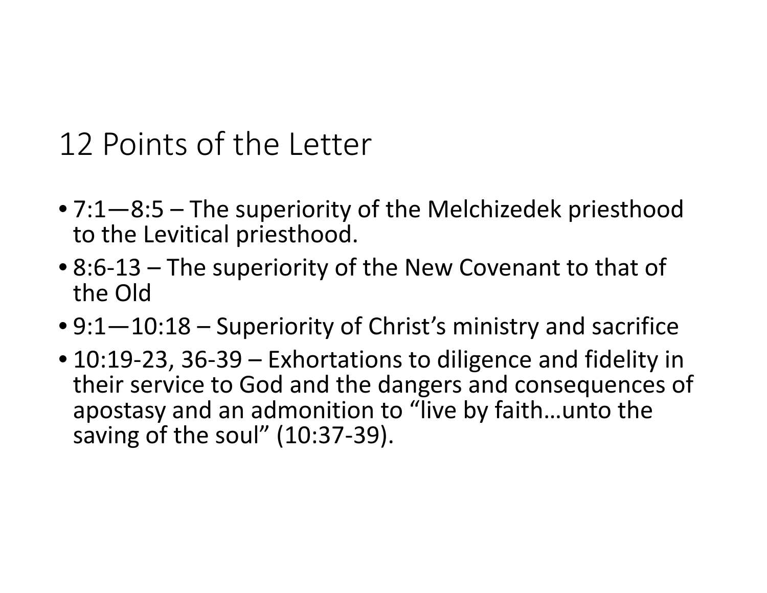# 12 Points of the Letter

- 7:1—8:5 – The superiority of the Melchizedek priesthood to the Levitical priesthood.
- 8:6-13 – The superiority of the New Covenant to that of the Old
- 9:1—10:18 – Superiority of Christ's ministry and sacrifice
- 10:19-23, 36-39 – Exhortations to diligence and fidelity in their service to God and the dangers and consequences of apostasy and an admonition to "live by faith…unto the saving of the soul" (10:37-39).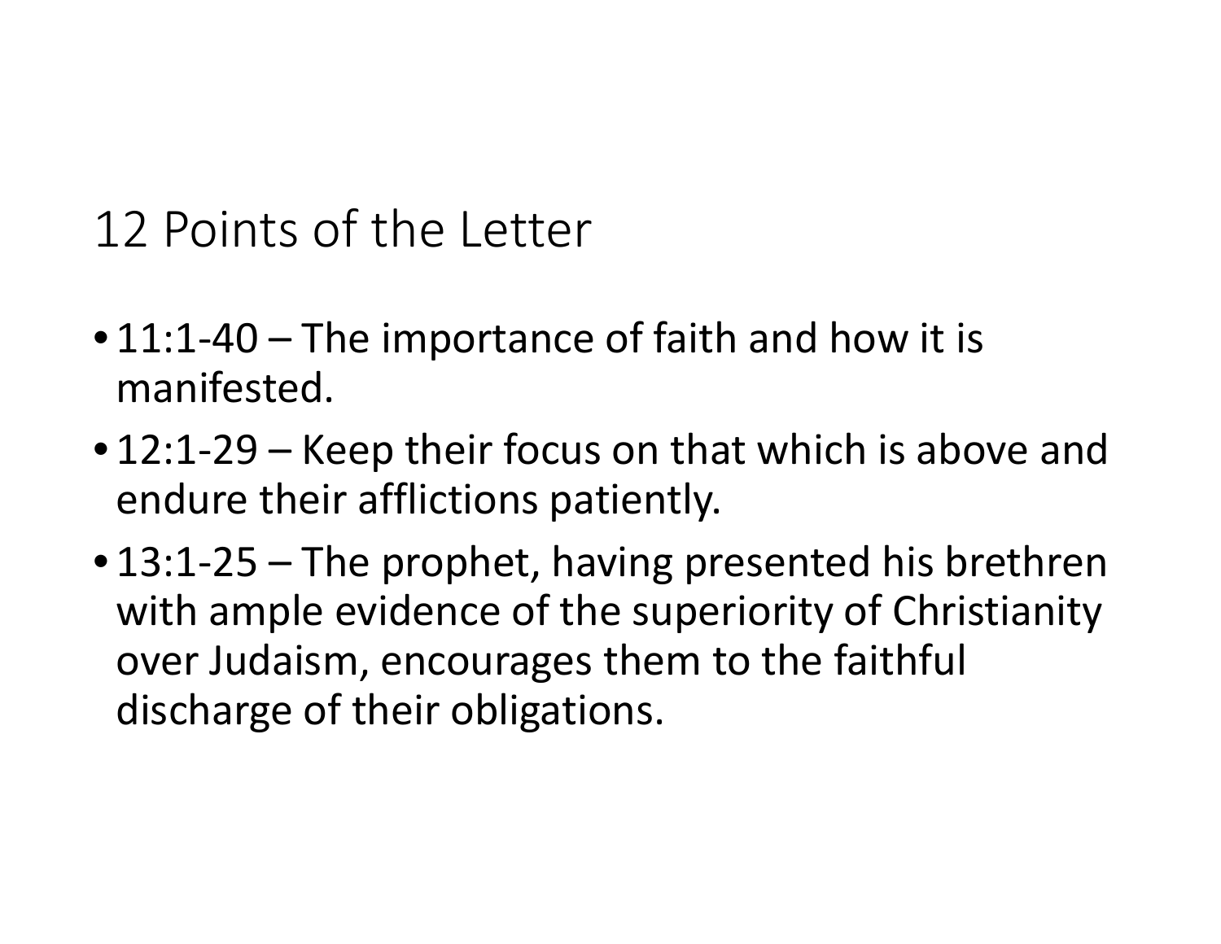# 12 Points of the Letter

- 11:1-40 – The importance of faith and how it is manifested.
- 12:1-29 – Keep their focus on that which is above and endure their afflictions patiently.
- 13:1-25 – The prophet, having presented his brethren with ample evidence of the superiority of Christianity over Judaism, encourages them to the faithful discharge of their obligations.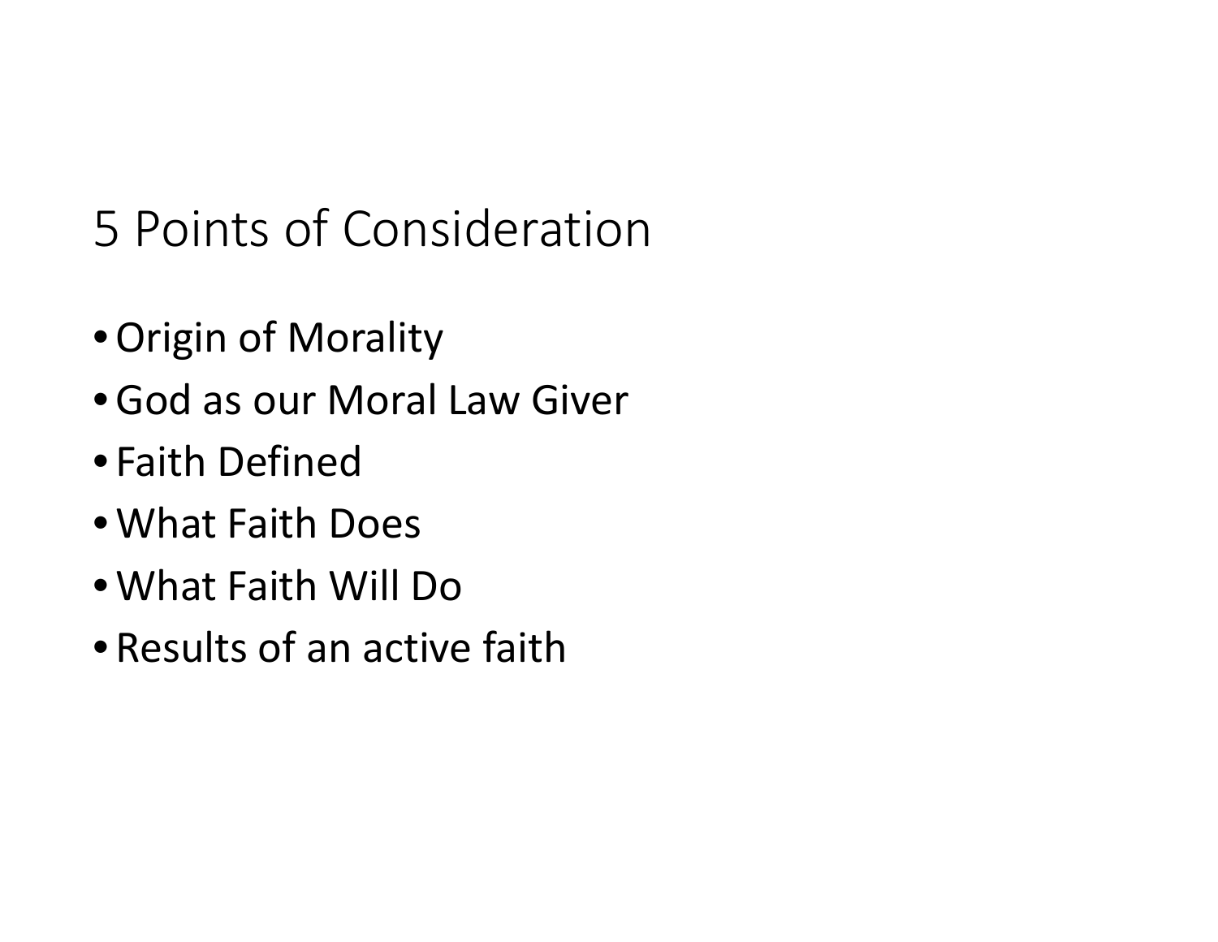# 5 Points of Consideration

- Origin of Morality
- God as our Moral Law Giver
- Faith Defined
- What Faith Does
- What Faith Will Do
- Results of an active faith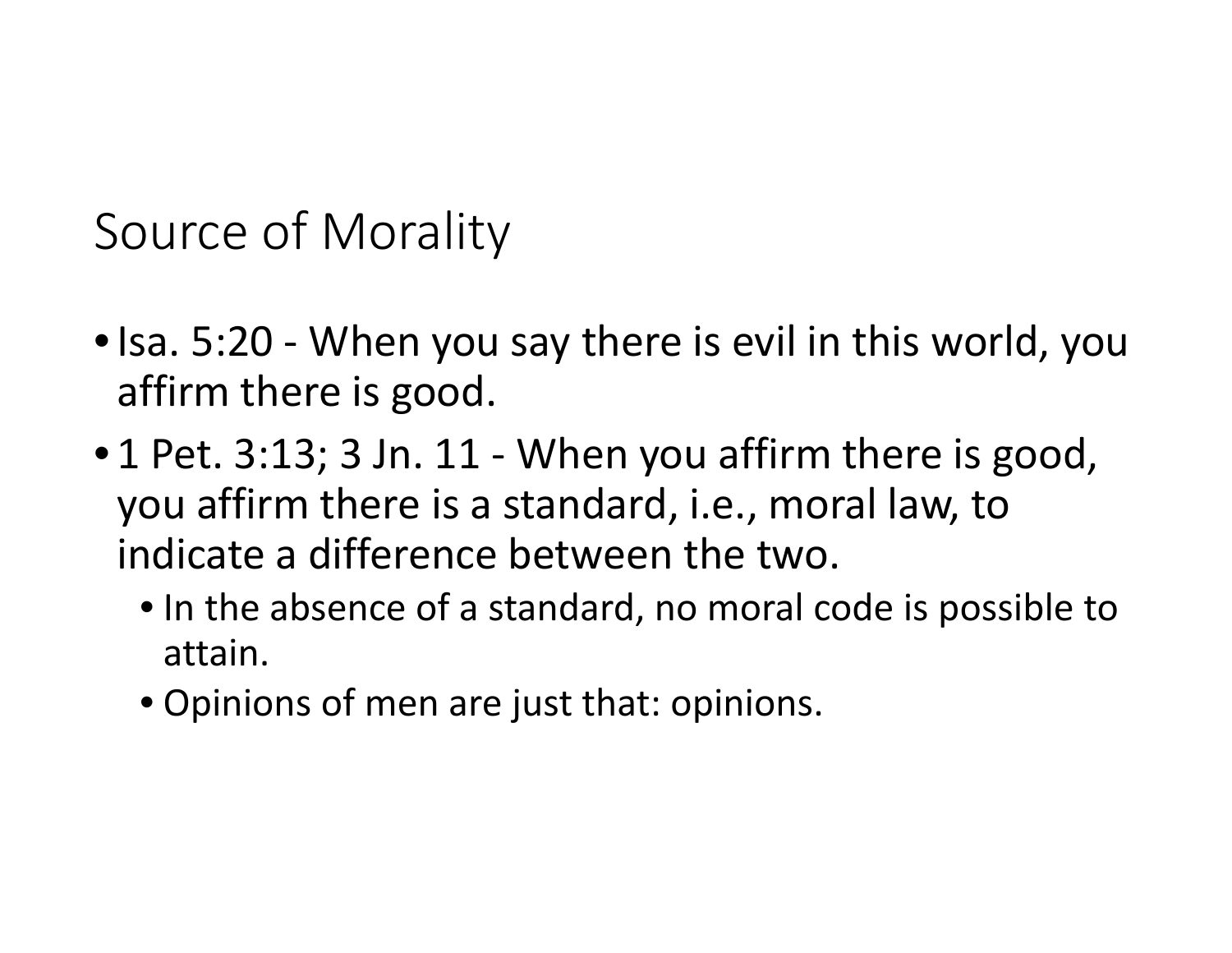# Source of Morality

- Isa. 5:20 - When you say there is evil in this world, you affirm there is good.
- 1 Pet. 3:13; 3 Jn. 11 - When you affirm there is good, you affirm there is a standard, i.e., moral law, to indicate a difference between the two.
  - In the absence of a standard, no moral code is possible to attain.
  - Opinions of men are just that: opinions.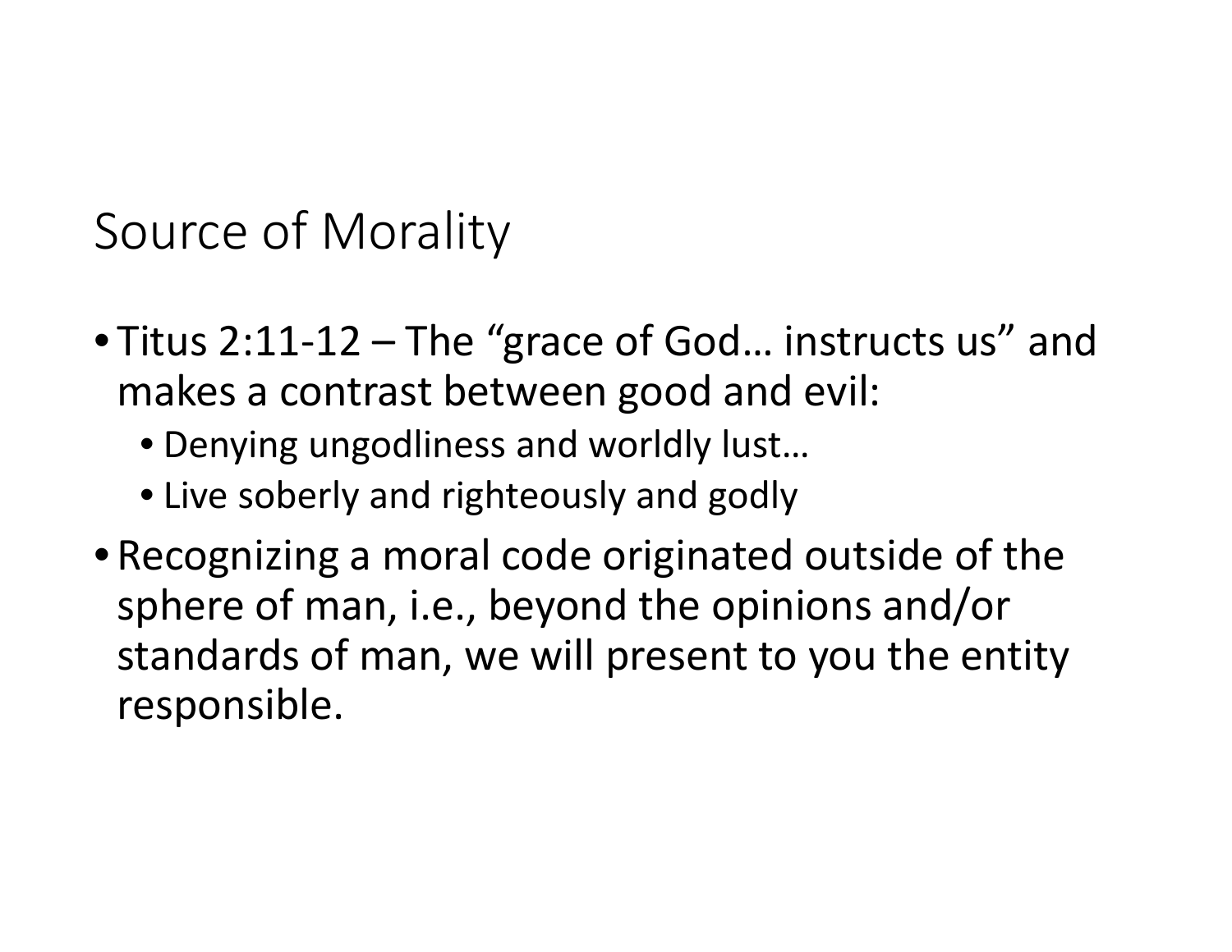# Source of Morality

- Titus 2:11-12 – The “grace of God… instructs us” and makes a contrast between good and evil:
  - Denying ungodliness and worldly lust…
  - Live soberly and righteously and godly
- Recognizing a moral code originated outside of the sphere of man, i.e., beyond the opinions and/or standards of man, we will present to you the entity responsible.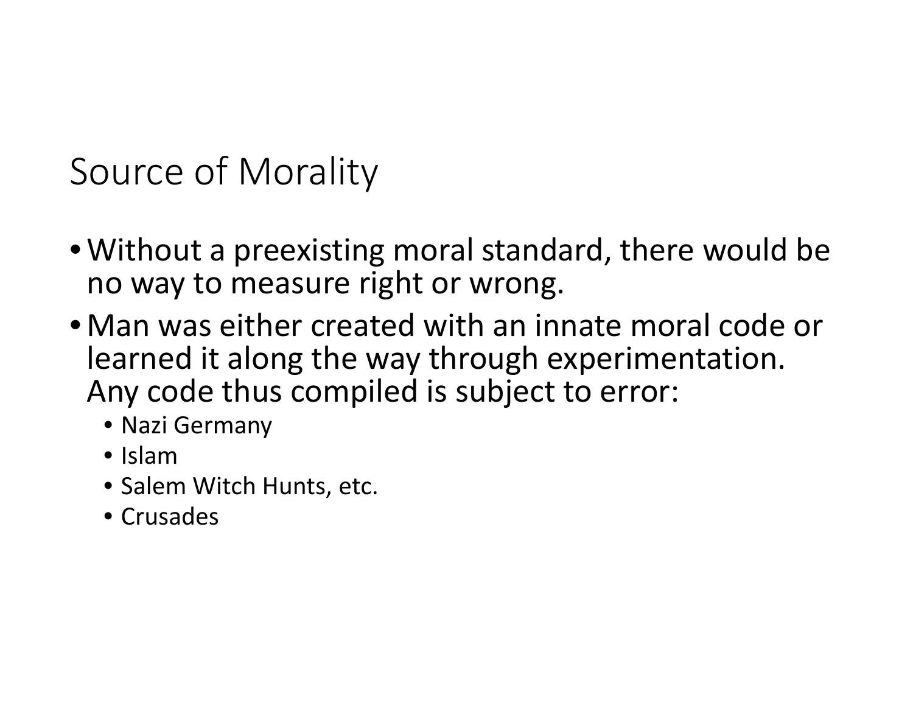# Source of Morality

- Without a preexisting moral standard, there would be no way to measure right or wrong.
- Man was either created with an innate moral code or learned it along the way through experimentation. Any code thus compiled is subject to error:
  - Nazi Germany
  - Islam
  - Salem Witch Hunts, etc.
  - Crusades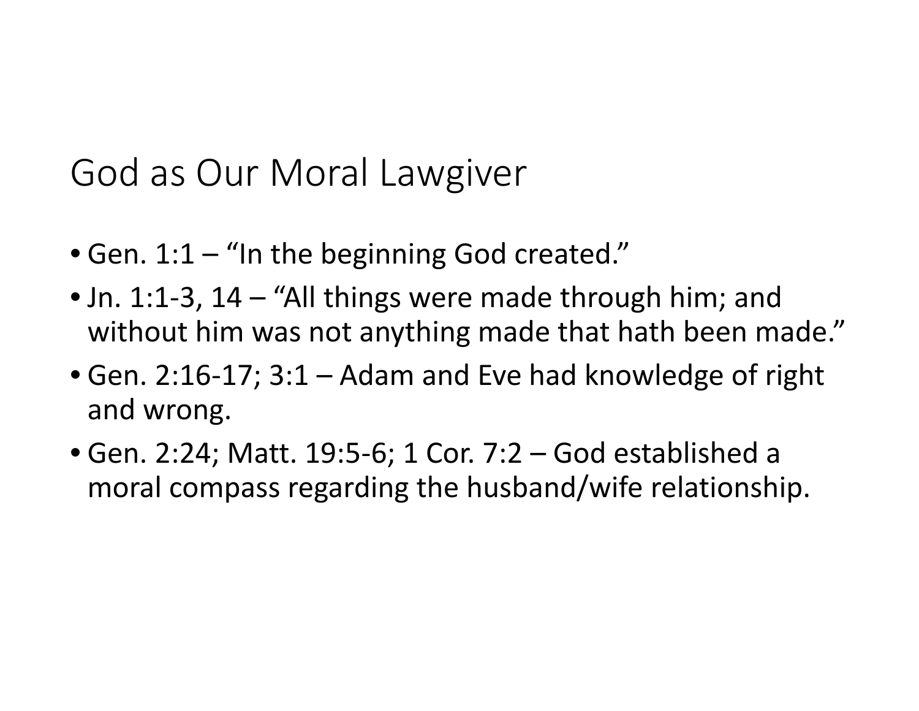# God as Our Moral Lawgiver

- Gen. 1:1 – “In the beginning God created.”
- Jn. 1:1-3, 14 – “All things were made through him; and without him was not anything made that hath been made.”
- Gen. 2:16-17; 3:1 – Adam and Eve had knowledge of right and wrong.
- Gen. 2:24; Matt. 19:5-6; 1 Cor. 7:2 – God established a moral compass regarding the husband/wife relationship.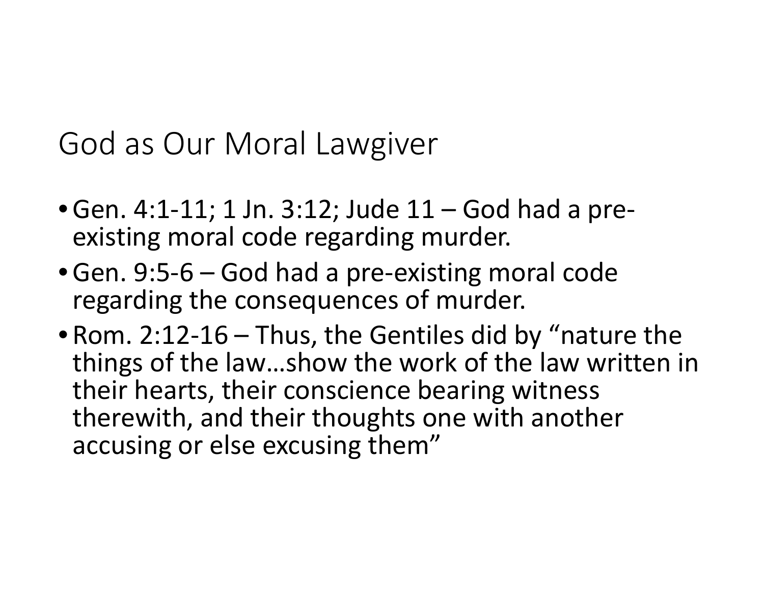# God as Our Moral Lawgiver

- Gen. 4:1-11; 1 Jn. 3:12; Jude 11 – God had a pre-existing moral code regarding murder.
- Gen. 9:5-6 – God had a pre-existing moral code regarding the consequences of murder.
- Rom. 2:12-16 – Thus, the Gentiles did by "nature the things of the law…show the work of the law written in their hearts, their conscience bearing witness therewith, and their thoughts one with another accusing or else excusing them"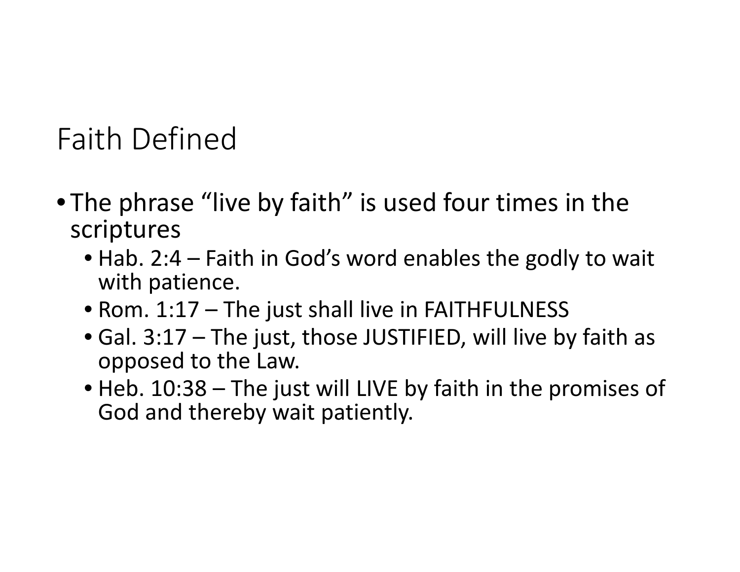# Faith Defined

- The phrase “live by faith” is used four times in the scriptures
  - Hab. 2:4 – Faith in God’s word enables the godly to wait with patience.
  - Rom. 1:17 – The just shall live in FAITHFULNESS
  - Gal. 3:17 – The just, those JUSTIFIED, will live by faith as opposed to the Law.
  - Heb. 10:38 – The just will LIVE by faith in the promises of God and thereby wait patiently.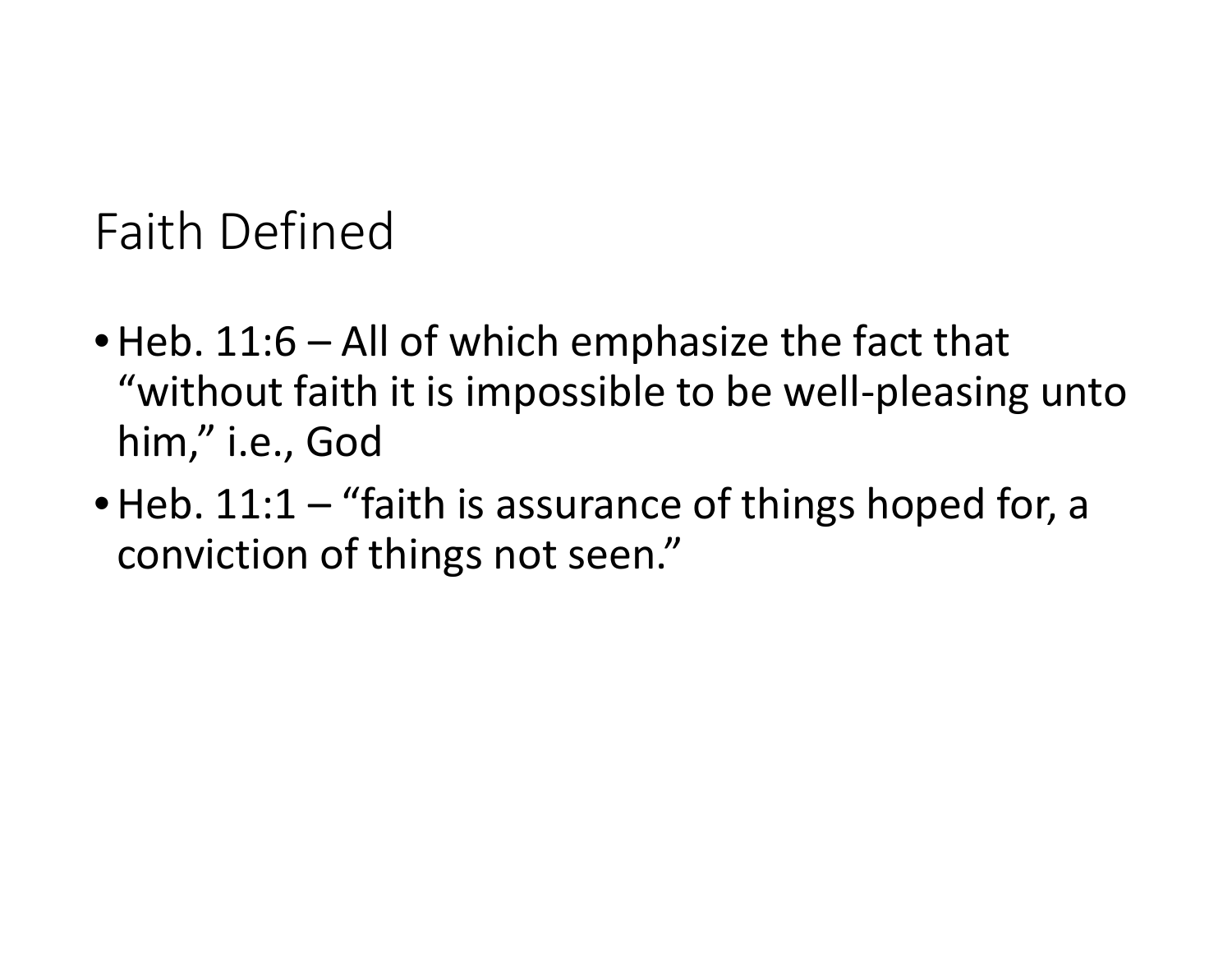# Faith Defined

- Heb. 11:6 – All of which emphasize the fact that "without faith it is impossible to be well-pleasing unto him," i.e., God
- Heb. 11:1 – "faith is assurance of things hoped for, a conviction of things not seen."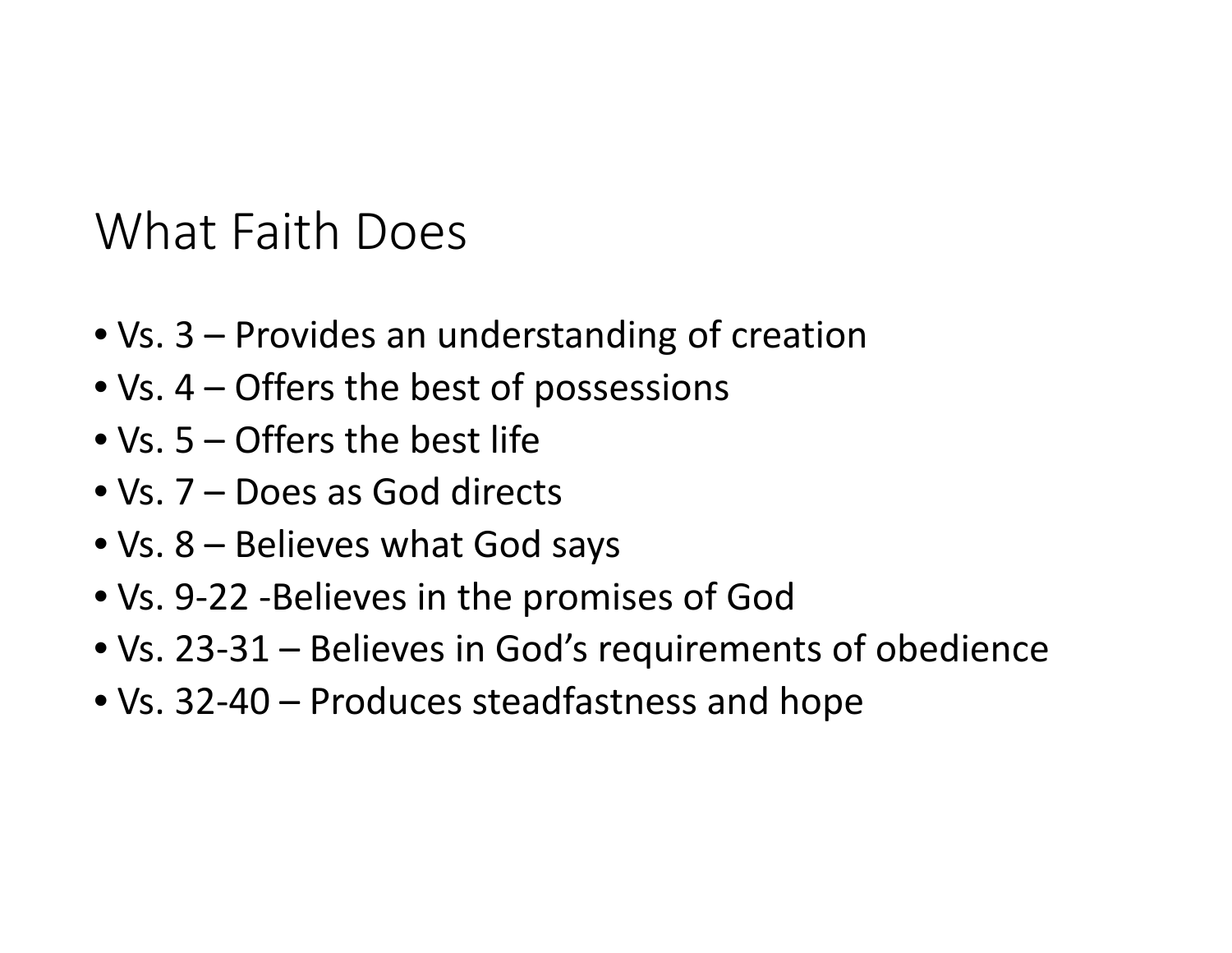# What Faith Does

- Vs. 3 – Provides an understanding of creation
- Vs. 4 – Offers the best of possessions
- Vs. 5 – Offers the best life
- Vs. 7 – Does as God directs
- Vs. 8 – Believes what God says
- Vs. 9-22 -Believes in the promises of God
- Vs. 23-31 – Believes in God's requirements of obedience
- Vs. 32-40 – Produces steadfastness and hope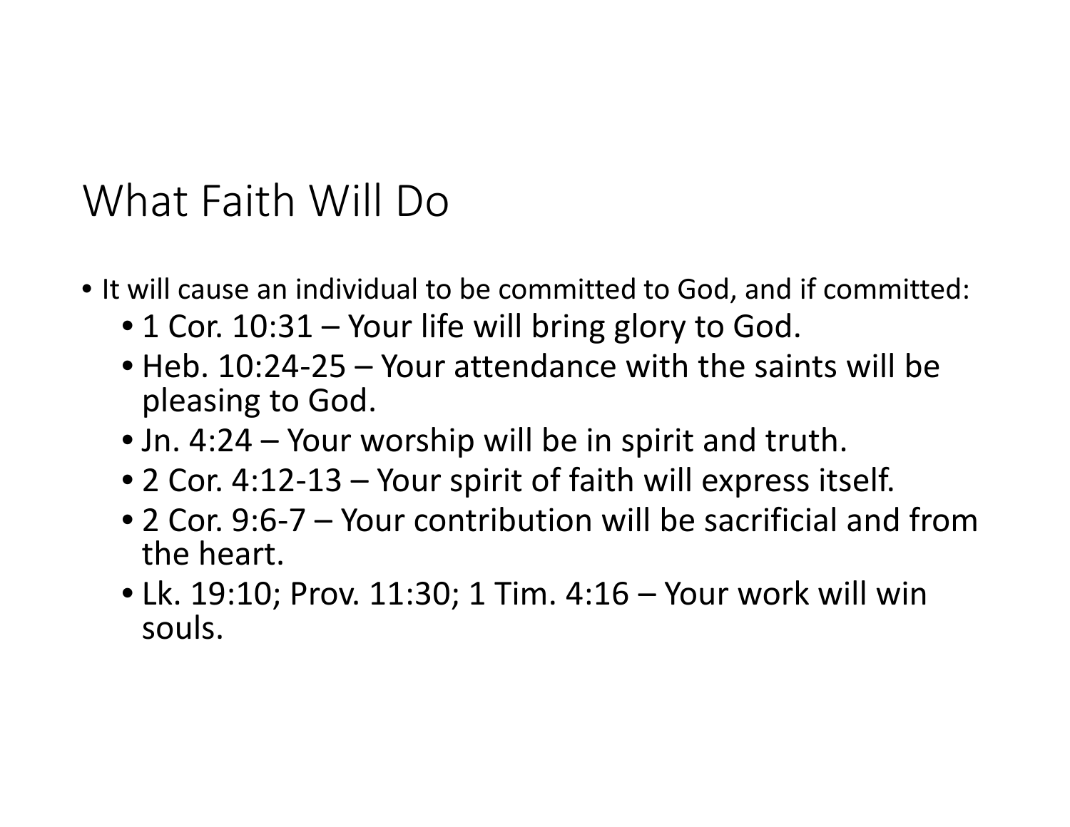# What Faith Will Do

- It will cause an individual to be committed to God, and if committed:
  - 1 Cor. 10:31 – Your life will bring glory to God.
  - Heb. 10:24-25 – Your attendance with the saints will be pleasing to God.
  - Jn. 4:24 – Your worship will be in spirit and truth.
  - 2 Cor. 4:12-13 – Your spirit of faith will express itself.
  - 2 Cor. 9:6-7 – Your contribution will be sacrificial and from the heart.
  - Lk. 19:10; Prov. 11:30; 1 Tim. 4:16 – Your work will win souls.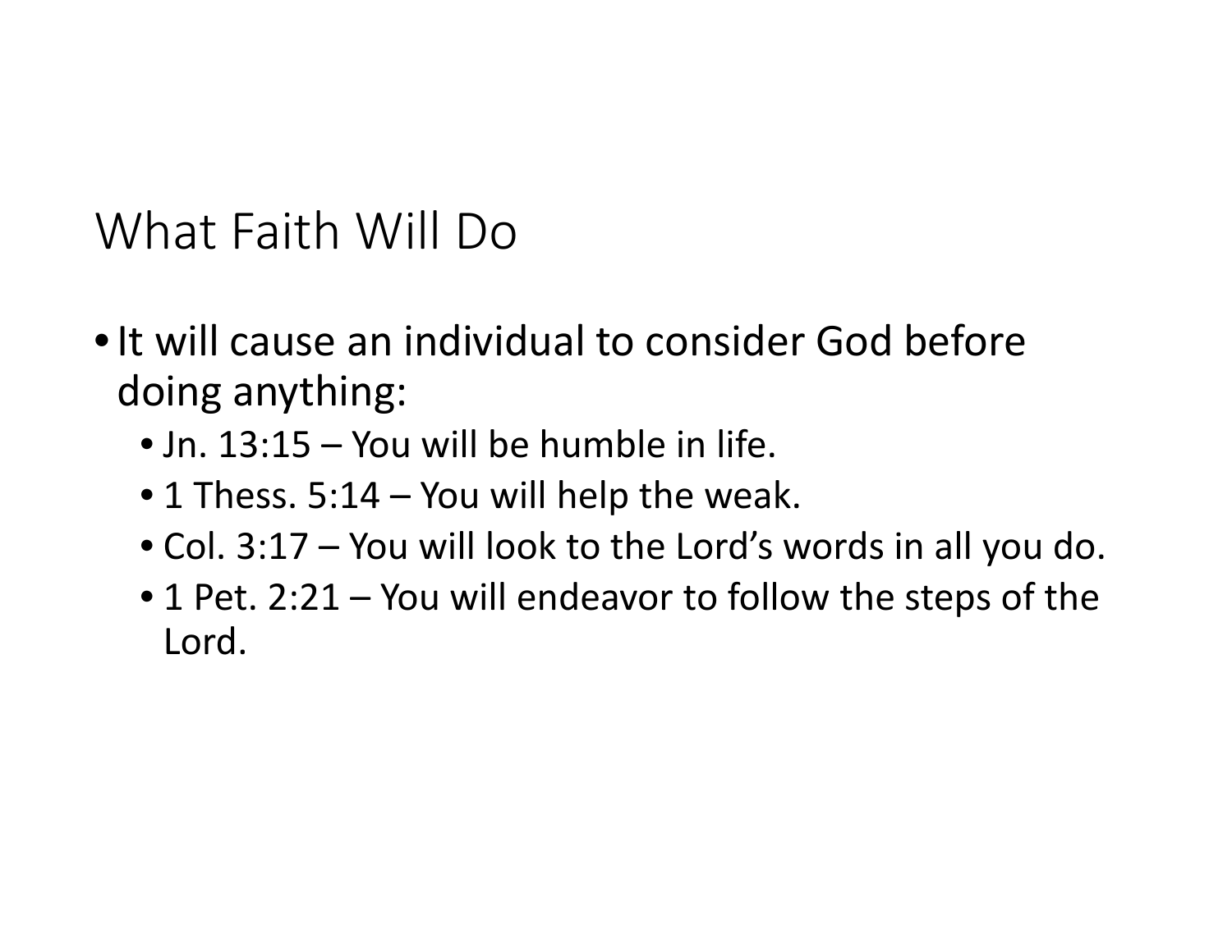# What Faith Will Do

- It will cause an individual to consider God before doing anything:
  - Jn. 13:15 – You will be humble in life.
  - 1 Thess. 5:14 – You will help the weak.
  - Col. 3:17 – You will look to the Lord’s words in all you do.
  - 1 Pet. 2:21 – You will endeavor to follow the steps of the Lord.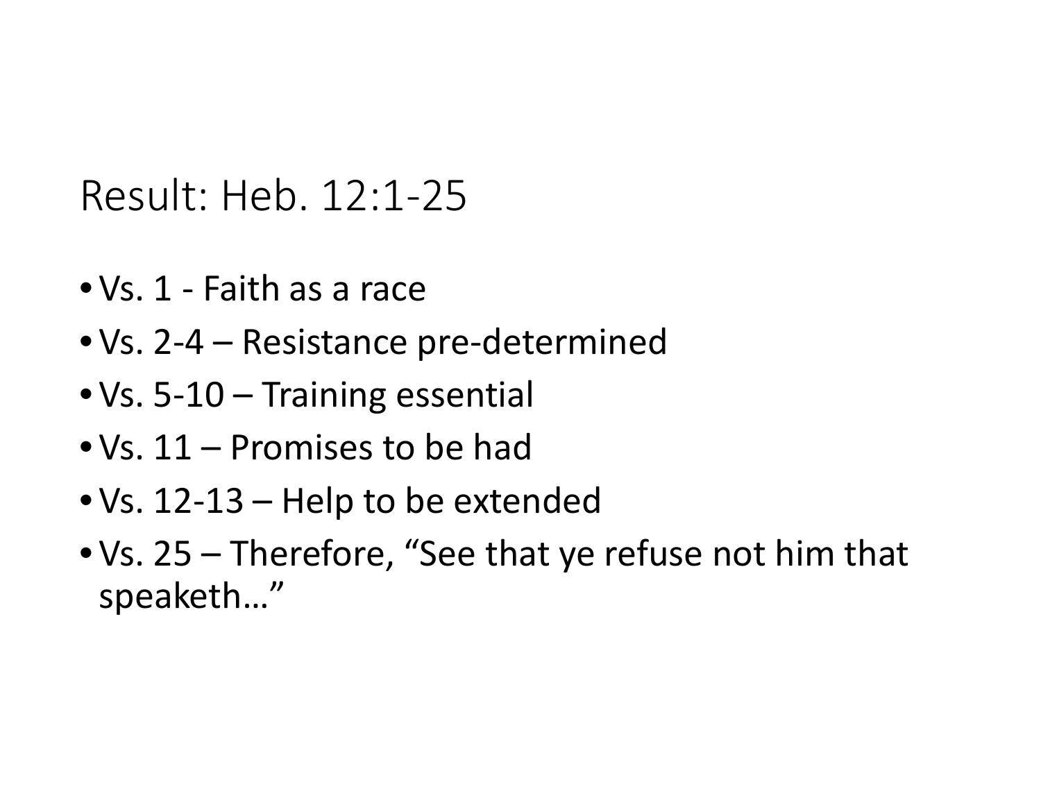# Result: Heb. 12:1-25

- Vs. 1 - Faith as a race
- Vs. 2-4 – Resistance pre-determined
- Vs. 5-10 – Training essential
- Vs. 11 – Promises to be had
- Vs. 12-13 – Help to be extended
- Vs. 25 – Therefore, "See that ye refuse not him that speaketh…"